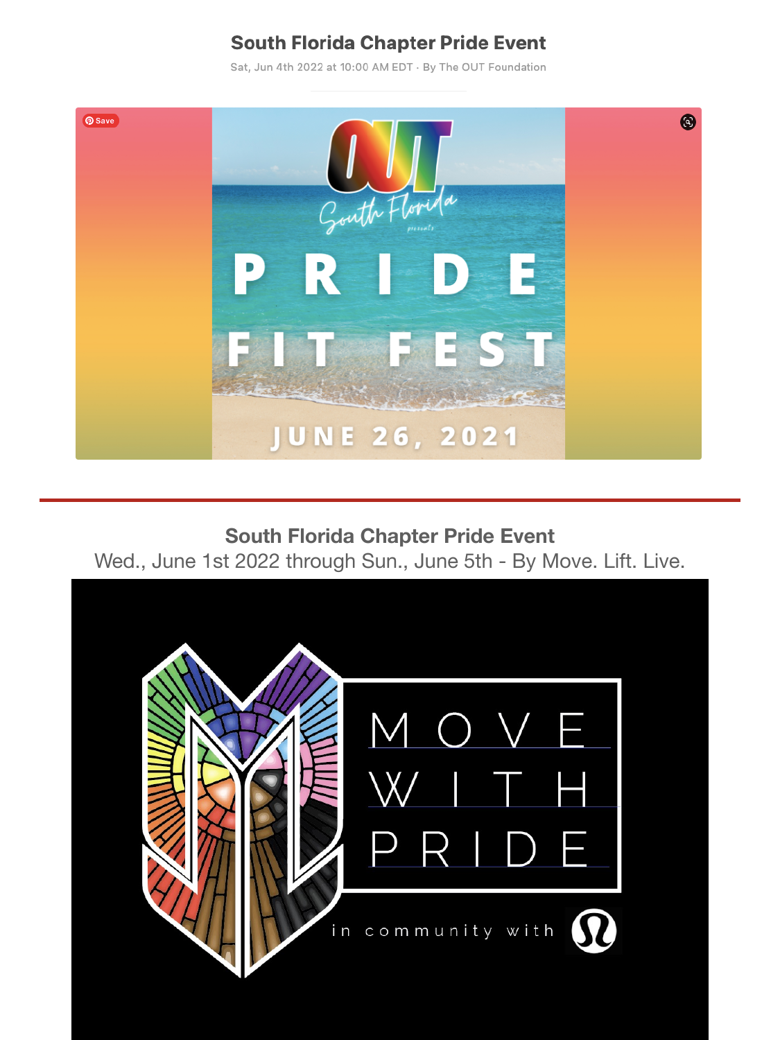## South Florida Chapter Pride Event

Sat, Jun 4th 2022 at 10:00 AM EDT · By The OUT Foundation

OUT South Florida presents

PRIDE FIT FEST

JUNE 26, 2021

---

## South Florida Chapter Pride Event

Wed., June 1st 2022 through Sun., June 5th - By Move. Lift. Live.

MOVE WITH PRIDE

in community with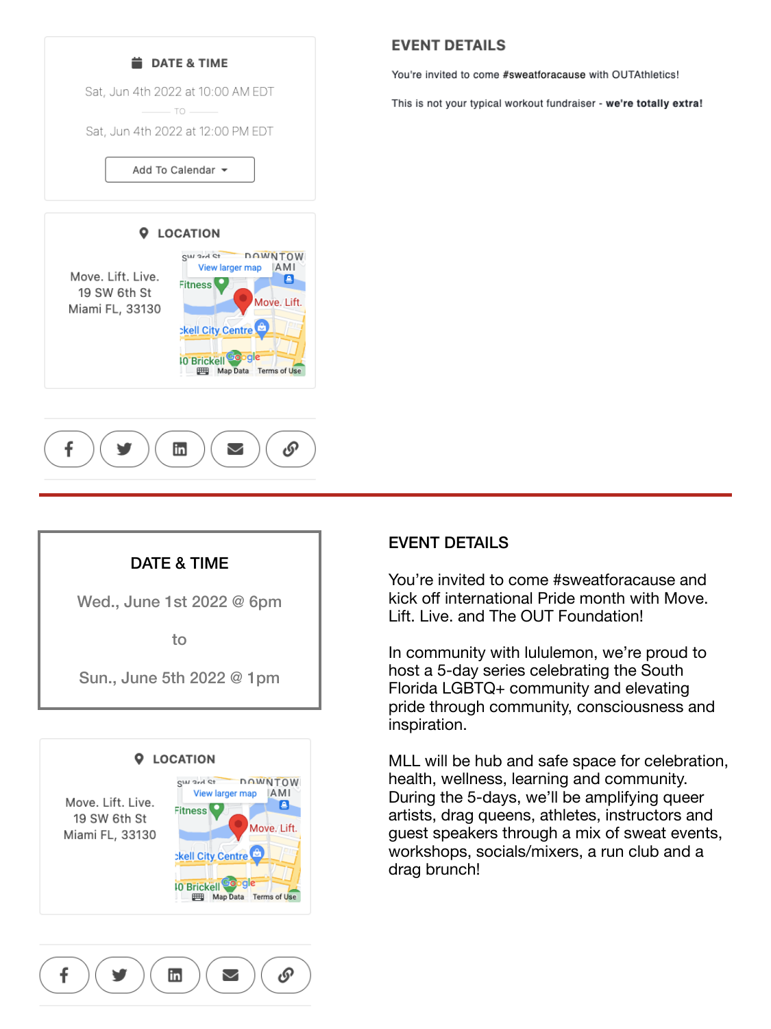### DATE & TIME

Sat, Jun 4th 2022 at 10:00 AM EDT

TO

Sat, Jun 4th 2022 at 12:00 PM EDT

Add To Calendar

### LOCATION

Move. Lift. Live.
19 SW 6th St
Miami FL, 33130

View larger map

### EVENT DETAILS

You're invited to come #sweatforacause with OUTAthletics!

This is not your typical workout fundraiser - **we're totally extra!**

---

### DATE & TIME

Wed., June 1st 2022 @ 6pm

to

Sun., June 5th 2022 @ 1pm

### LOCATION

Move. Lift. Live.
19 SW 6th St
Miami FL, 33130

View larger map

### EVENT DETAILS

You're invited to come #sweatforacause and kick off international Pride month with Move. Lift. Live. and The OUT Foundation!

In community with lululemon, we're proud to host a 5-day series celebrating the South Florida LGBTQ+ community and elevating pride through community, consciousness and inspiration.

MLL will be hub and safe space for celebration, health, wellness, learning and community. During the 5-days, we'll be amplifying queer artists, drag queens, athletes, instructors and guest speakers through a mix of sweat events, workshops, socials/mixers, a run club and a drag brunch!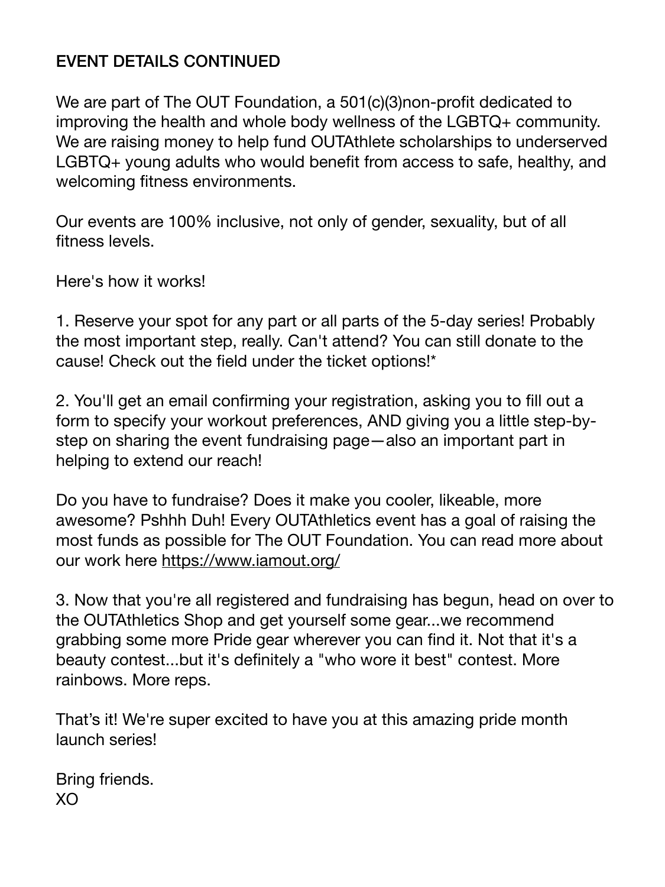## EVENT DETAILS CONTINUED

We are part of The OUT Foundation, a 501(c)(3)non-profit dedicated to improving the health and whole body wellness of the LGBTQ+ community. We are raising money to help fund OUTAthlete scholarships to underserved LGBTQ+ young adults who would benefit from access to safe, healthy, and welcoming fitness environments.

Our events are 100% inclusive, not only of gender, sexuality, but of all fitness levels.

Here's how it works!

1. Reserve your spot for any part or all parts of the 5-day series! Probably the most important step, really. Can't attend? You can still donate to the cause! Check out the field under the ticket options!*

2. You'll get an email confirming your registration, asking you to fill out a form to specify your workout preferences, AND giving you a little step-by-step on sharing the event fundraising page—also an important part in helping to extend our reach!

Do you have to fundraise? Does it make you cooler, likeable, more awesome? Pshhh Duh! Every OUTAthletics event has a goal of raising the most funds as possible for The OUT Foundation. You can read more about our work here [https://www.iamout.org/](https://www.iamout.org/)

3. Now that you're all registered and fundraising has begun, head on over to the OUTAthletics Shop and get yourself some gear...we recommend grabbing some more Pride gear wherever you can find it. Not that it's a beauty contest...but it's definitely a "who wore it best" contest. More rainbows. More reps.

That’s it! We're super excited to have you at this amazing pride month launch series!

Bring friends.
XO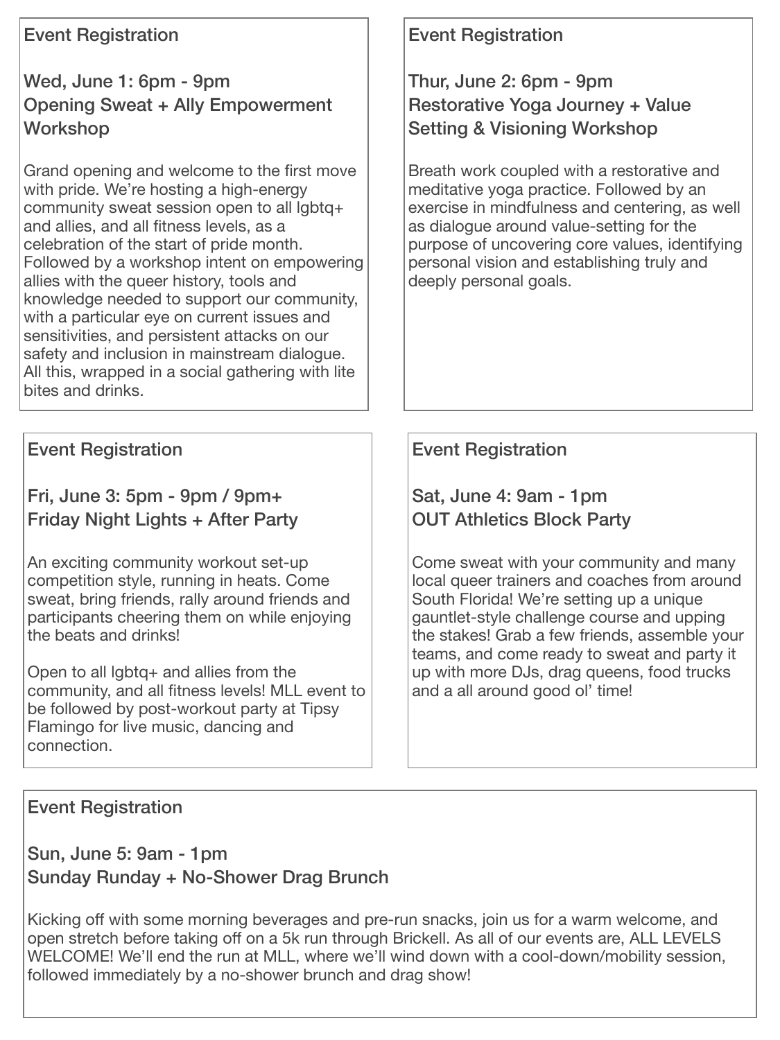## Event Registration

### Wed, June 1: 6pm - 9pm
### Opening Sweat + Ally Empowerment Workshop

Grand opening and welcome to the first move with pride. We're hosting a high-energy community sweat session open to all lgbtq+ and allies, and all fitness levels, as a celebration of the start of pride month. Followed by a workshop intent on empowering allies with the queer history, tools and knowledge needed to support our community, with a particular eye on current issues and sensitivities, and persistent attacks on our safety and inclusion in mainstream dialogue. All this, wrapped in a social gathering with lite bites and drinks.

## Event Registration

### Thur, June 2: 6pm - 9pm
### Restorative Yoga Journey + Value Setting & Visioning Workshop

Breath work coupled with a restorative and meditative yoga practice. Followed by an exercise in mindfulness and centering, as well as dialogue around value-setting for the purpose of uncovering core values, identifying personal vision and establishing truly and deeply personal goals.

## Event Registration

### Fri, June 3: 5pm - 9pm / 9pm+
### Friday Night Lights + After Party

An exciting community workout set-up competition style, running in heats. Come sweat, bring friends, rally around friends and participants cheering them on while enjoying the beats and drinks!

Open to all lgbtq+ and allies from the community, and all fitness levels! MLL event to be followed by post-workout party at Tipsy Flamingo for live music, dancing and connection.

## Event Registration

### Sat, June 4: 9am - 1pm
### OUT Athletics Block Party

Come sweat with your community and many local queer trainers and coaches from around South Florida! We're setting up a unique gauntlet-style challenge course and upping the stakes! Grab a few friends, assemble your teams, and come ready to sweat and party it up with more DJs, drag queens, food trucks and a all around good ol' time!

## Event Registration

### Sun, June 5: 9am - 1pm
### Sunday Runday + No-Shower Drag Brunch

Kicking off with some morning beverages and pre-run snacks, join us for a warm welcome, and open stretch before taking off on a 5k run through Brickell. As all of our events are, ALL LEVELS WELCOME! We'll end the run at MLL, where we'll wind down with a cool-down/mobility session, followed immediately by a no-shower brunch and drag show!